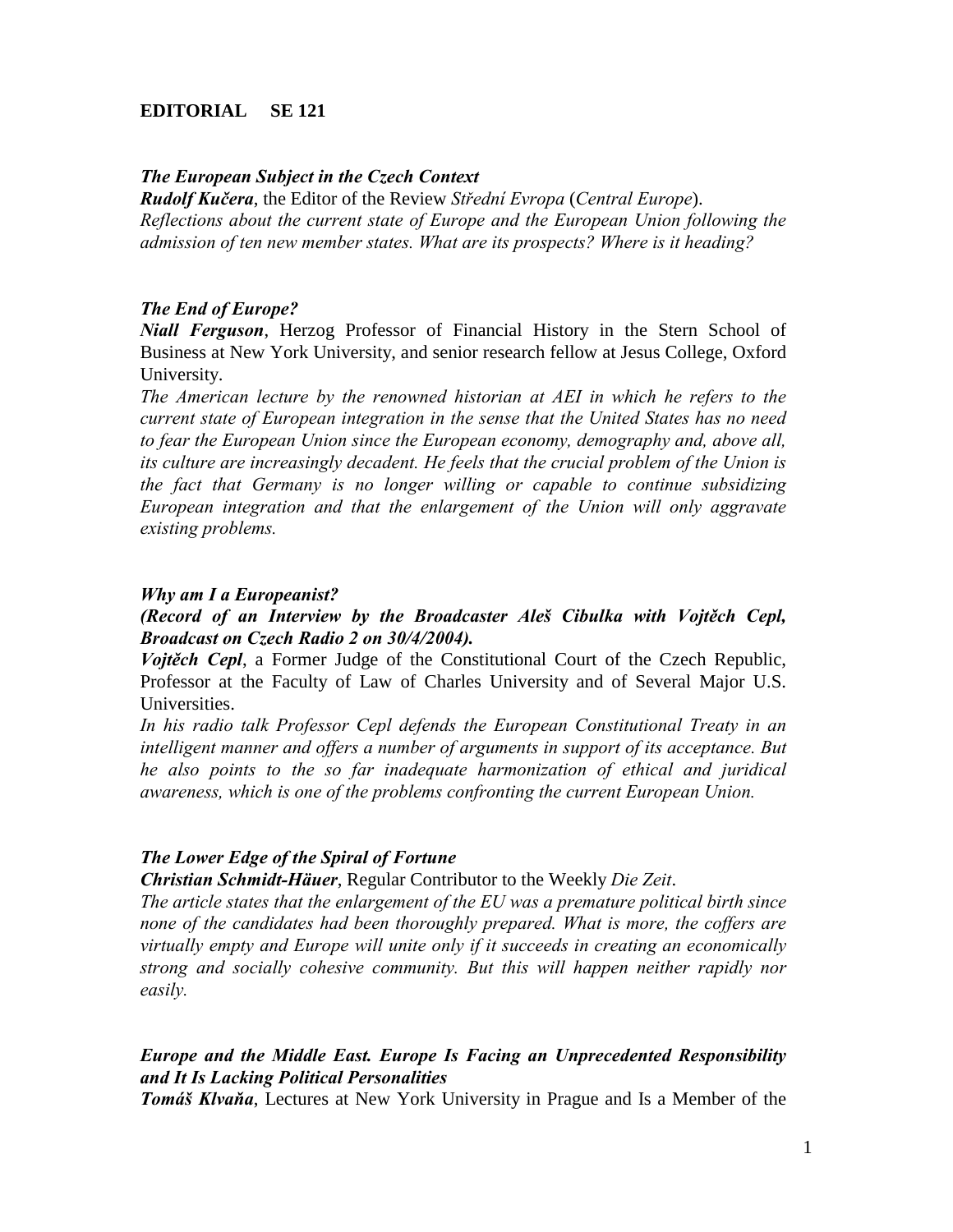# EDITORIAL SE 121

***The European Subject in the Czech Context***

***Rudolf Kučera***, the Editor of the Review *Střední Evropa* (*Central Europe*).

*Reflections about the current state of Europe and the European Union following the admission of ten new member states. What are its prospects? Where is it heading?*

***The End of Europe?***

***Niall Ferguson***, Herzog Professor of Financial History in the Stern School of Business at New York University, and senior research fellow at Jesus College, Oxford University.

*The American lecture by the renowned historian at AEI in which he refers to the current state of European integration in the sense that the United States has no need to fear the European Union since the European economy, demography and, above all, its culture are increasingly decadent. He feels that the crucial problem of the Union is the fact that Germany is no longer willing or capable to continue subsidizing European integration and that the enlargement of the Union will only aggravate existing problems.*

***Why am I a Europeanist?***

***(Record of an Interview by the Broadcaster Aleš Cibulka with Vojtěch Cepl, Broadcast on Czech Radio 2 on 30/4/2004).***

***Vojtěch Cepl***, a Former Judge of the Constitutional Court of the Czech Republic, Professor at the Faculty of Law of Charles University and of Several Major U.S. Universities.

*In his radio talk Professor Cepl defends the European Constitutional Treaty in an intelligent manner and offers a number of arguments in support of its acceptance. But he also points to the so far inadequate harmonization of ethical and juridical awareness, which is one of the problems confronting the current European Union.*

***The Lower Edge of the Spiral of Fortune***

***Christian Schmidt-Häuer***, Regular Contributor to the Weekly *Die Zeit*.

*The article states that the enlargement of the EU was a premature political birth since none of the candidates had been thoroughly prepared. What is more, the coffers are virtually empty and Europe will unite only if it succeeds in creating an economically strong and socially cohesive community. But this will happen neither rapidly nor easily.*

***Europe and the Middle East. Europe Is Facing an Unprecedented Responsibility and It Is Lacking Political Personalities***

***Tomáš Klvaňa***, Lectures at New York University in Prague and Is a Member of the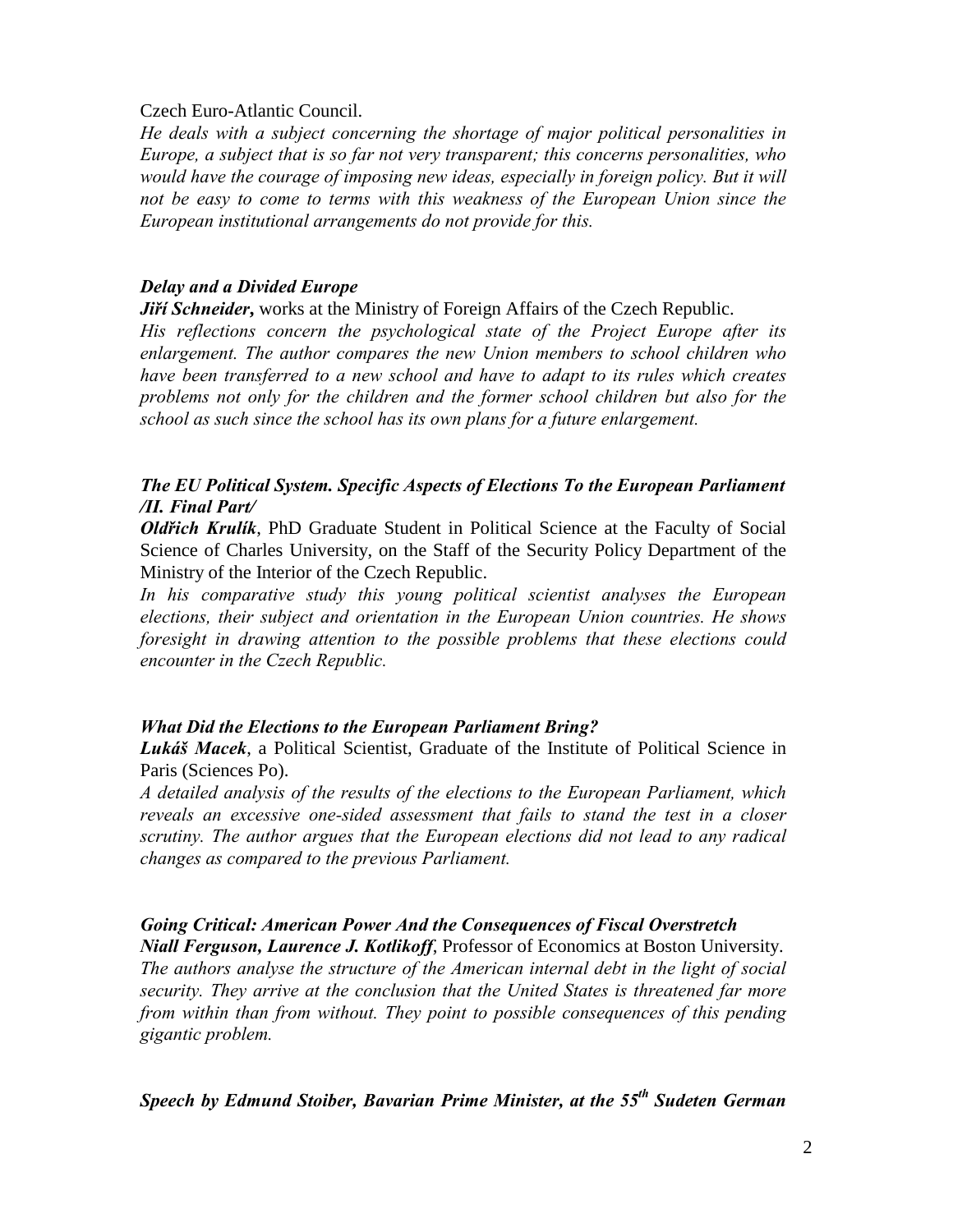Czech Euro-Atlantic Council.

*He deals with a subject concerning the shortage of major political personalities in Europe, a subject that is so far not very transparent; this concerns personalities, who would have the courage of imposing new ideas, especially in foreign policy. But it will not be easy to come to terms with this weakness of the European Union since the European institutional arrangements do not provide for this.*

***Delay and a Divided Europe***

***Jiří Schneider,*** works at the Ministry of Foreign Affairs of the Czech Republic.

*His reflections concern the psychological state of the Project Europe after its enlargement. The author compares the new Union members to school children who have been transferred to a new school and have to adapt to its rules which creates problems not only for the children and the former school children but also for the school as such since the school has its own plans for a future enlargement.*

***The EU Political System. Specific Aspects of Elections To the European Parliament /II. Final Part/***

***Oldřich Krulík***, PhD Graduate Student in Political Science at the Faculty of Social Science of Charles University, on the Staff of the Security Policy Department of the Ministry of the Interior of the Czech Republic.

*In his comparative study this young political scientist analyses the European elections, their subject and orientation in the European Union countries. He shows foresight in drawing attention to the possible problems that these elections could encounter in the Czech Republic.*

***What Did the Elections to the European Parliament Bring?***

***Lukáš Macek***, a Political Scientist, Graduate of the Institute of Political Science in Paris (Sciences Po).

*A detailed analysis of the results of the elections to the European Parliament, which reveals an excessive one-sided assessment that fails to stand the test in a closer scrutiny. The author argues that the European elections did not lead to any radical changes as compared to the previous Parliament.*

***Going Critical: American Power And the Consequences of Fiscal Overstretch***

***Niall Ferguson, Laurence J. Kotlikoff***, Professor of Economics at Boston University.

*The authors analyse the structure of the American internal debt in the light of social security. They arrive at the conclusion that the United States is threatened far more from within than from without. They point to possible consequences of this pending gigantic problem.*

***Speech by Edmund Stoiber, Bavarian Prime Minister, at the 55th Sudeten German***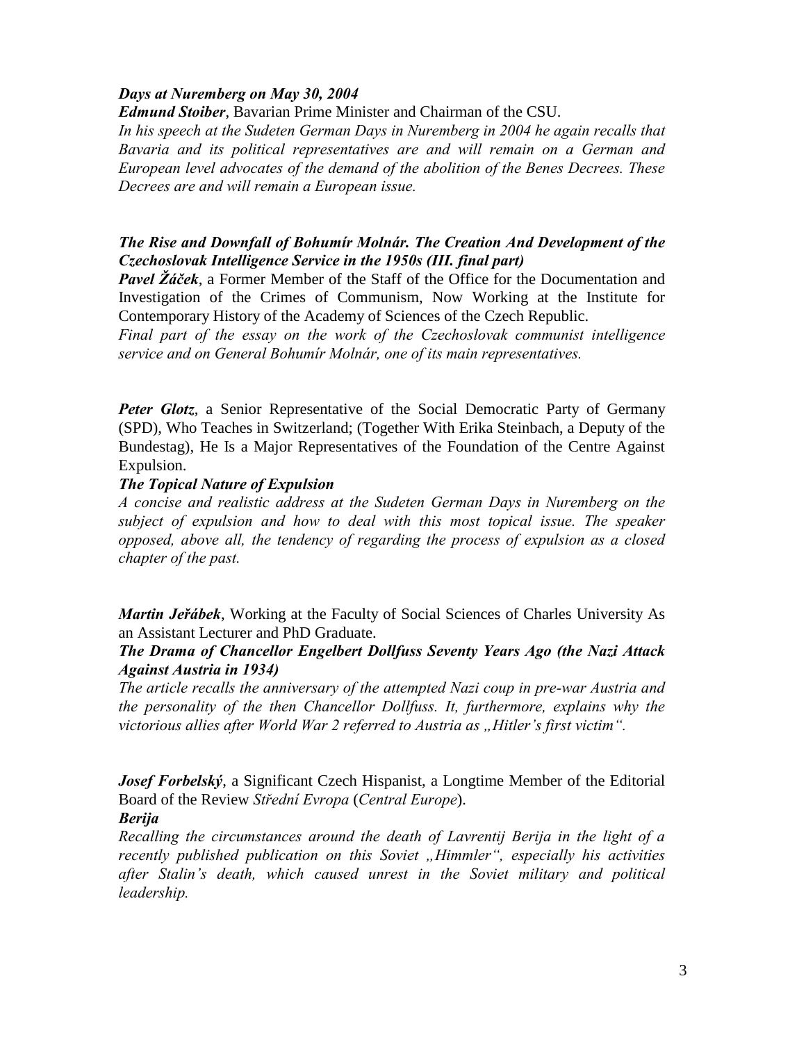***Days at Nuremberg on May 30, 2004***

***Edmund Stoiber***, Bavarian Prime Minister and Chairman of the CSU.

*In his speech at the Sudeten German Days in Nuremberg in 2004 he again recalls that Bavaria and its political representatives are and will remain on a German and European level advocates of the demand of the abolition of the Benes Decrees. These Decrees are and will remain a European issue.*

***The Rise and Downfall of Bohumír Molnár. The Creation And Development of the Czechoslovak Intelligence Service in the 1950s (III. final part)***

***Pavel Žáček***, a Former Member of the Staff of the Office for the Documentation and Investigation of the Crimes of Communism, Now Working at the Institute for Contemporary History of the Academy of Sciences of the Czech Republic.

*Final part of the essay on the work of the Czechoslovak communist intelligence service and on General Bohumír Molnár, one of its main representatives.*

***Peter Glotz***, a Senior Representative of the Social Democratic Party of Germany (SPD), Who Teaches in Switzerland; (Together With Erika Steinbach, a Deputy of the Bundestag), He Is a Major Representatives of the Foundation of the Centre Against Expulsion.

***The Topical Nature of Expulsion***

*A concise and realistic address at the Sudeten German Days in Nuremberg on the subject of expulsion and how to deal with this most topical issue. The speaker opposed, above all, the tendency of regarding the process of expulsion as a closed chapter of the past.*

***Martin Jeřábek***, Working at the Faculty of Social Sciences of Charles University As an Assistant Lecturer and PhD Graduate.

***The Drama of Chancellor Engelbert Dollfuss Seventy Years Ago (the Nazi Attack Against Austria in 1934)***

*The article recalls the anniversary of the attempted Nazi coup in pre-war Austria and the personality of the then Chancellor Dollfuss. It, furthermore, explains why the victorious allies after World War 2 referred to Austria as „Hitler's first victim".*

***Josef Forbelský***, a Significant Czech Hispanist, a Longtime Member of the Editorial Board of the Review *Střední Evropa* (*Central Europe*).

***Berija***

*Recalling the circumstances around the death of Lavrentij Berija in the light of a recently published publication on this Soviet „Himmler", especially his activities after Stalin's death, which caused unrest in the Soviet military and political leadership.*